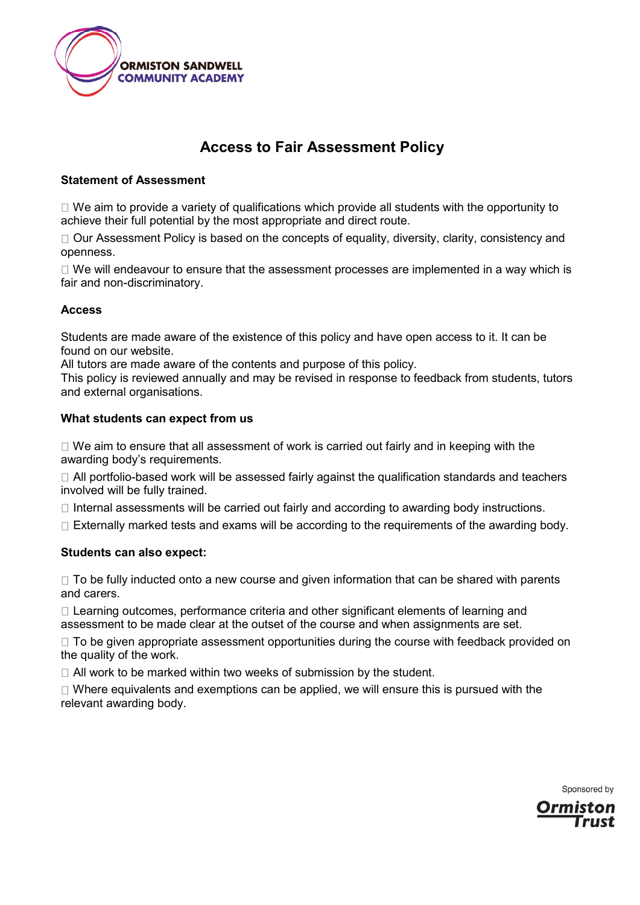ORMISTON SANDWELL COMMUNITY ACADEMY

# Access to Fair Assessment Policy

**Statement of Assessment**

- We aim to provide a variety of qualifications which provide all students with the opportunity to achieve their full potential by the most appropriate and direct route.
- Our Assessment Policy is based on the concepts of equality, diversity, clarity, consistency and openness.
- We will endeavour to ensure that the assessment processes are implemented in a way which is fair and non-discriminatory.

**Access**

Students are made aware of the existence of this policy and have open access to it. It can be found on our website.
All tutors are made aware of the contents and purpose of this policy.
This policy is reviewed annually and may be revised in response to feedback from students, tutors and external organisations.

**What students can expect from us**

- We aim to ensure that all assessment of work is carried out fairly and in keeping with the awarding body's requirements.
- All portfolio-based work will be assessed fairly against the qualification standards and teachers involved will be fully trained.
- Internal assessments will be carried out fairly and according to awarding body instructions.
- Externally marked tests and exams will be according to the requirements of the awarding body.

**Students can also expect:**

- To be fully inducted onto a new course and given information that can be shared with parents and carers.
- Learning outcomes, performance criteria and other significant elements of learning and assessment to be made clear at the outset of the course and when assignments are set.
- To be given appropriate assessment opportunities during the course with feedback provided on the quality of the work.
- All work to be marked within two weeks of submission by the student.
- Where equivalents and exemptions can be applied, we will ensure this is pursued with the relevant awarding body.

Sponsored by Ormiston Trust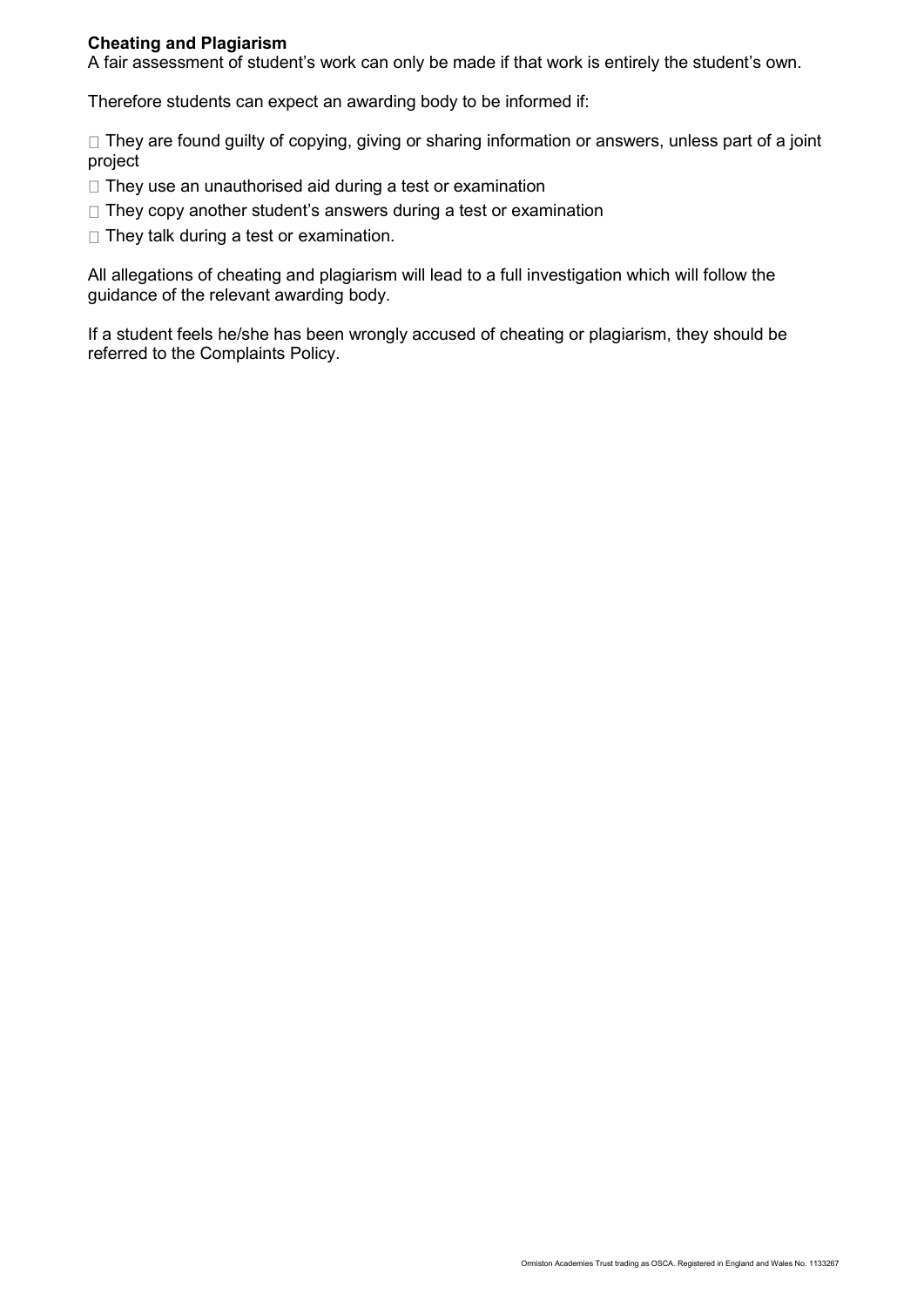**Cheating and Plagiarism**

A fair assessment of student's work can only be made if that work is entirely the student's own.

Therefore students can expect an awarding body to be informed if:

- They are found guilty of copying, giving or sharing information or answers, unless part of a joint project
- They use an unauthorised aid during a test or examination
- They copy another student's answers during a test or examination
- They talk during a test or examination.

All allegations of cheating and plagiarism will lead to a full investigation which will follow the guidance of the relevant awarding body.

If a student feels he/she has been wrongly accused of cheating or plagiarism, they should be referred to the Complaints Policy.